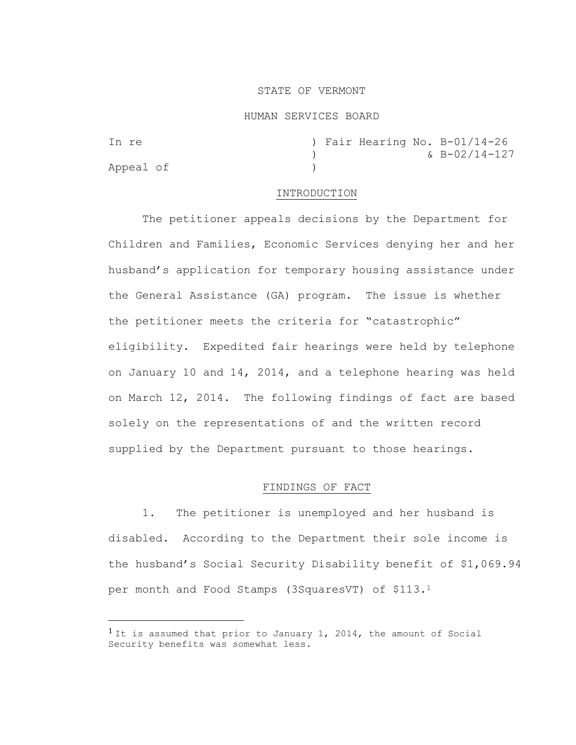STATE OF VERMONT

HUMAN SERVICES BOARD

| | |
|---|---|
| In re | ) Fair Hearing No. B-01/14-26 |
| | ) & B-02/14-127 |
| Appeal of | ) |

## INTRODUCTION

The petitioner appeals decisions by the Department for Children and Families, Economic Services denying her and her husband's application for temporary housing assistance under the General Assistance (GA) program. The issue is whether the petitioner meets the criteria for "catastrophic" eligibility. Expedited fair hearings were held by telephone on January 10 and 14, 2014, and a telephone hearing was held on March 12, 2014. The following findings of fact are based solely on the representations of and the written record supplied by the Department pursuant to those hearings.

## FINDINGS OF FACT

1. The petitioner is unemployed and her husband is disabled. According to the Department their sole income is the husband's Social Security Disability benefit of $1,069.94 per month and Food Stamps (3SquaresVT) of $113.[1]

---

[1] It is assumed that prior to January 1, 2014, the amount of Social Security benefits was somewhat less.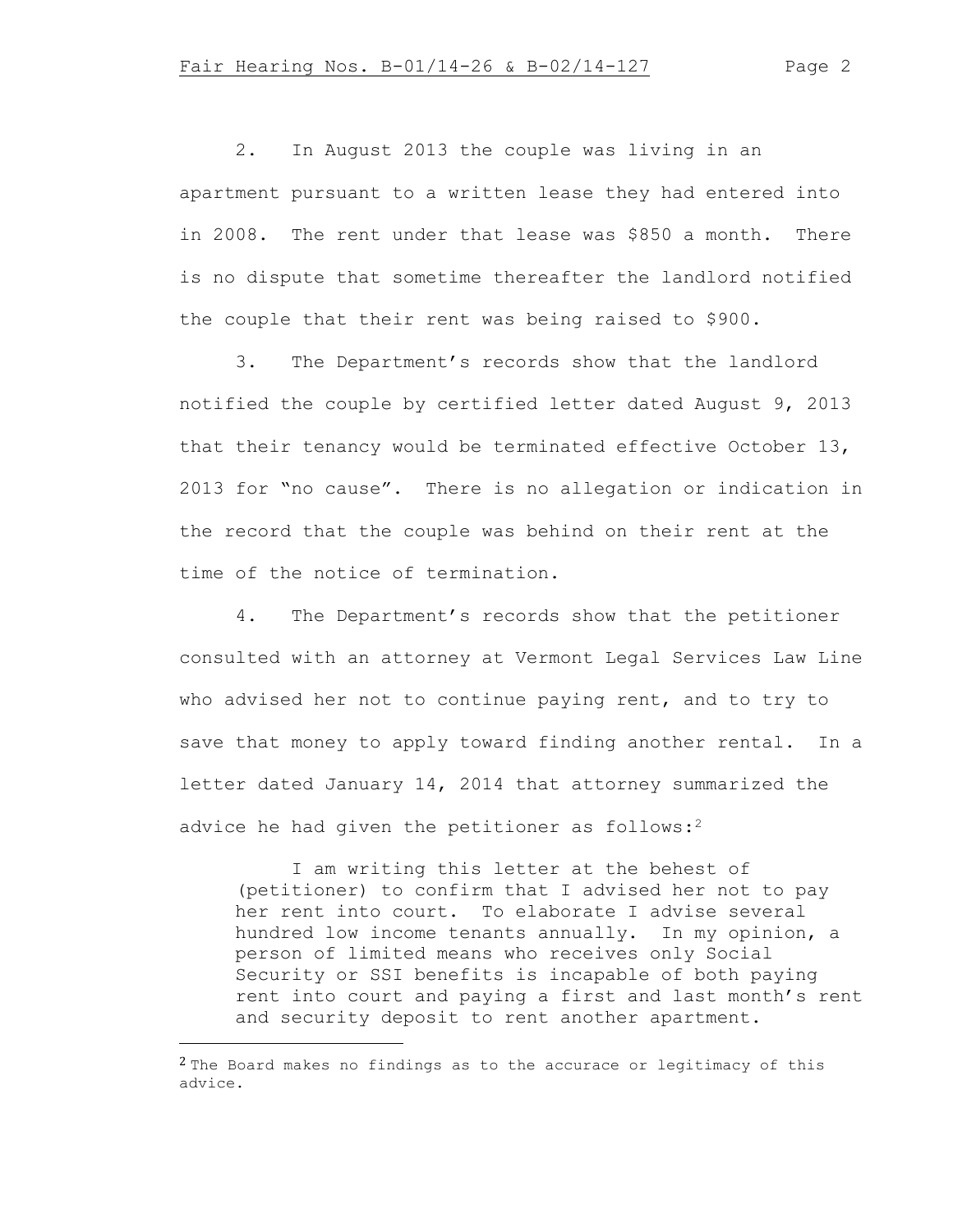2. In August 2013 the couple was living in an apartment pursuant to a written lease they had entered into in 2008. The rent under that lease was \$850 a month. There is no dispute that sometime thereafter the landlord notified the couple that their rent was being raised to \$900.

3. The Department's records show that the landlord notified the couple by certified letter dated August 9, 2013 that their tenancy would be terminated effective October 13, 2013 for "no cause". There is no allegation or indication in the record that the couple was behind on their rent at the time of the notice of termination.

4. The Department's records show that the petitioner consulted with an attorney at Vermont Legal Services Law Line who advised her not to continue paying rent, and to try to save that money to apply toward finding another rental. In a letter dated January 14, 2014 that attorney summarized the advice he had given the petitioner as follows:[2]

> I am writing this letter at the behest of (petitioner) to confirm that I advised her not to pay her rent into court. To elaborate I advise several hundred low income tenants annually. In my opinion, a person of limited means who receives only Social Security or SSI benefits is incapable of both paying rent into court and paying a first and last month's rent and security deposit to rent another apartment.

---

[2] The Board makes no findings as to the accurace or legitimacy of this advice.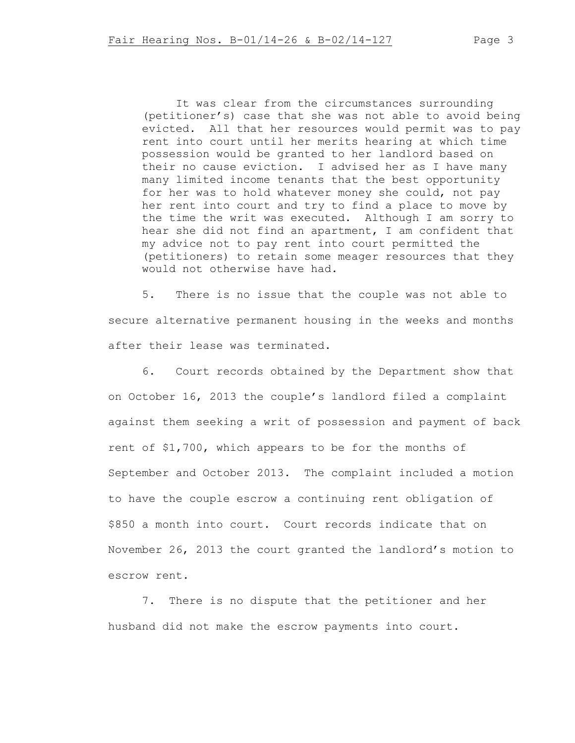> It was clear from the circumstances surrounding (petitioner's) case that she was not able to avoid being evicted. All that her resources would permit was to pay rent into court until her merits hearing at which time possession would be granted to her landlord based on their no cause eviction. I advised her as I have many many limited income tenants that the best opportunity for her was to hold whatever money she could, not pay her rent into court and try to find a place to move by the time the writ was executed. Although I am sorry to hear she did not find an apartment, I am confident that my advice not to pay rent into court permitted the (petitioners) to retain some meager resources that they would not otherwise have had.

5. There is no issue that the couple was not able to secure alternative permanent housing in the weeks and months after their lease was terminated.

6. Court records obtained by the Department show that on October 16, 2013 the couple's landlord filed a complaint against them seeking a writ of possession and payment of back rent of $1,700, which appears to be for the months of September and October 2013. The complaint included a motion to have the couple escrow a continuing rent obligation of $850 a month into court. Court records indicate that on November 26, 2013 the court granted the landlord's motion to escrow rent.

7. There is no dispute that the petitioner and her husband did not make the escrow payments into court.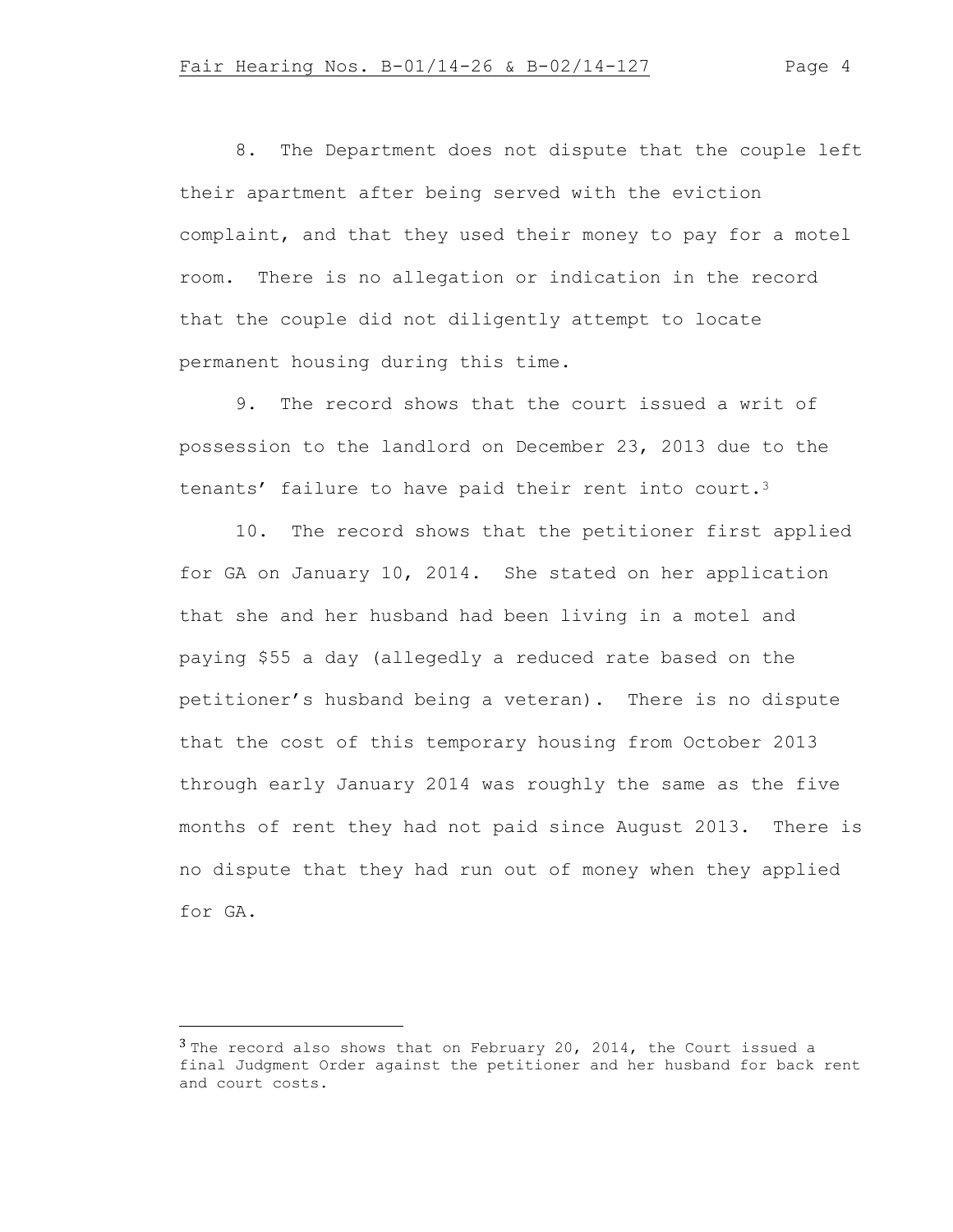8. The Department does not dispute that the couple left their apartment after being served with the eviction complaint, and that they used their money to pay for a motel room. There is no allegation or indication in the record that the couple did not diligently attempt to locate permanent housing during this time.

9. The record shows that the court issued a writ of possession to the landlord on December 23, 2013 due to the tenants' failure to have paid their rent into court.[3]

10. The record shows that the petitioner first applied for GA on January 10, 2014. She stated on her application that she and her husband had been living in a motel and paying $55 a day (allegedly a reduced rate based on the petitioner's husband being a veteran). There is no dispute that the cost of this temporary housing from October 2013 through early January 2014 was roughly the same as the five months of rent they had not paid since August 2013. There is no dispute that they had run out of money when they applied for GA.

---

[3] The record also shows that on February 20, 2014, the Court issued a final Judgment Order against the petitioner and her husband for back rent and court costs.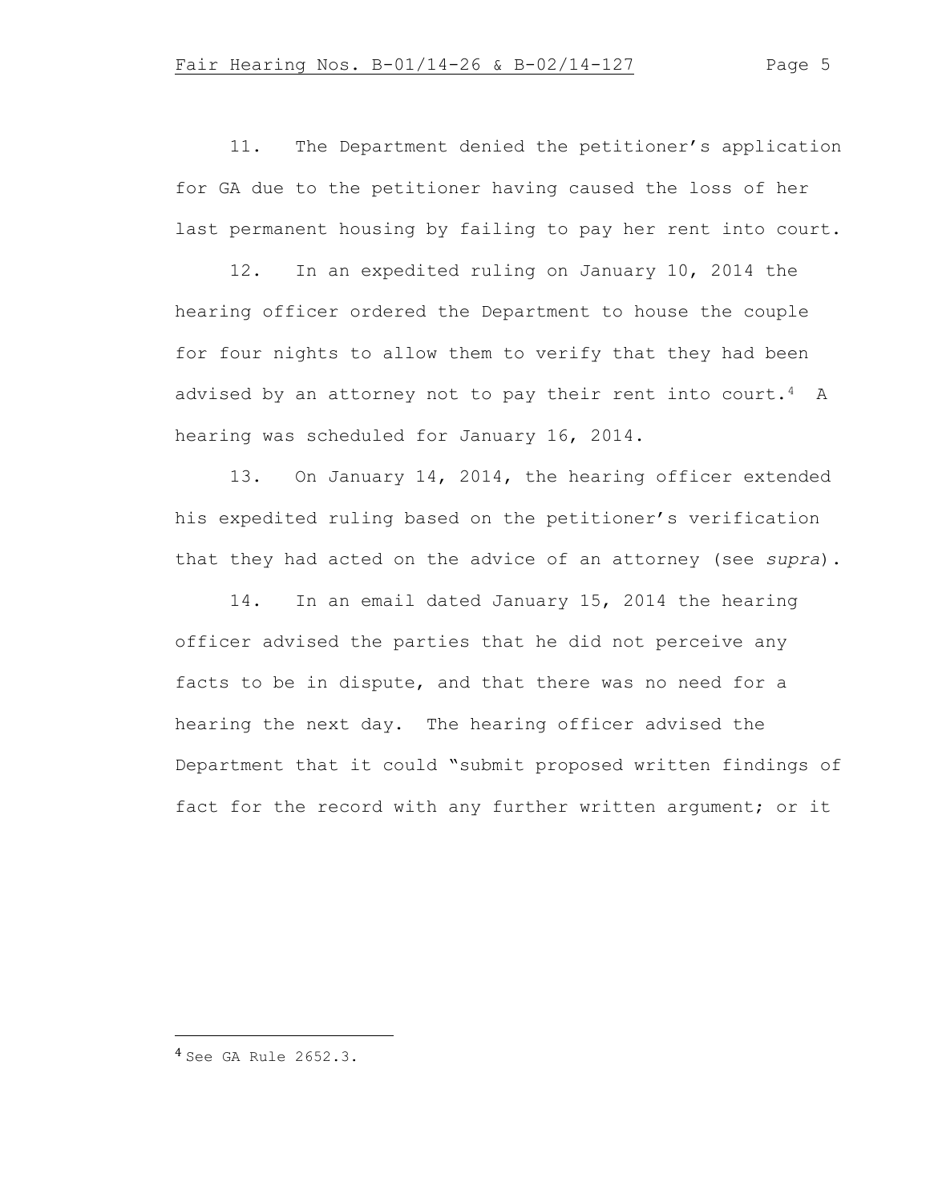11. The Department denied the petitioner's application for GA due to the petitioner having caused the loss of her last permanent housing by failing to pay her rent into court.

12. In an expedited ruling on January 10, 2014 the hearing officer ordered the Department to house the couple for four nights to allow them to verify that they had been advised by an attorney not to pay their rent into court.[4] A hearing was scheduled for January 16, 2014.

13. On January 14, 2014, the hearing officer extended his expedited ruling based on the petitioner's verification that they had acted on the advice of an attorney (see *supra*).

14. In an email dated January 15, 2014 the hearing officer advised the parties that he did not perceive any facts to be in dispute, and that there was no need for a hearing the next day. The hearing officer advised the Department that it could "submit proposed written findings of fact for the record with any further written argument; or it

---

[4] See GA Rule 2652.3.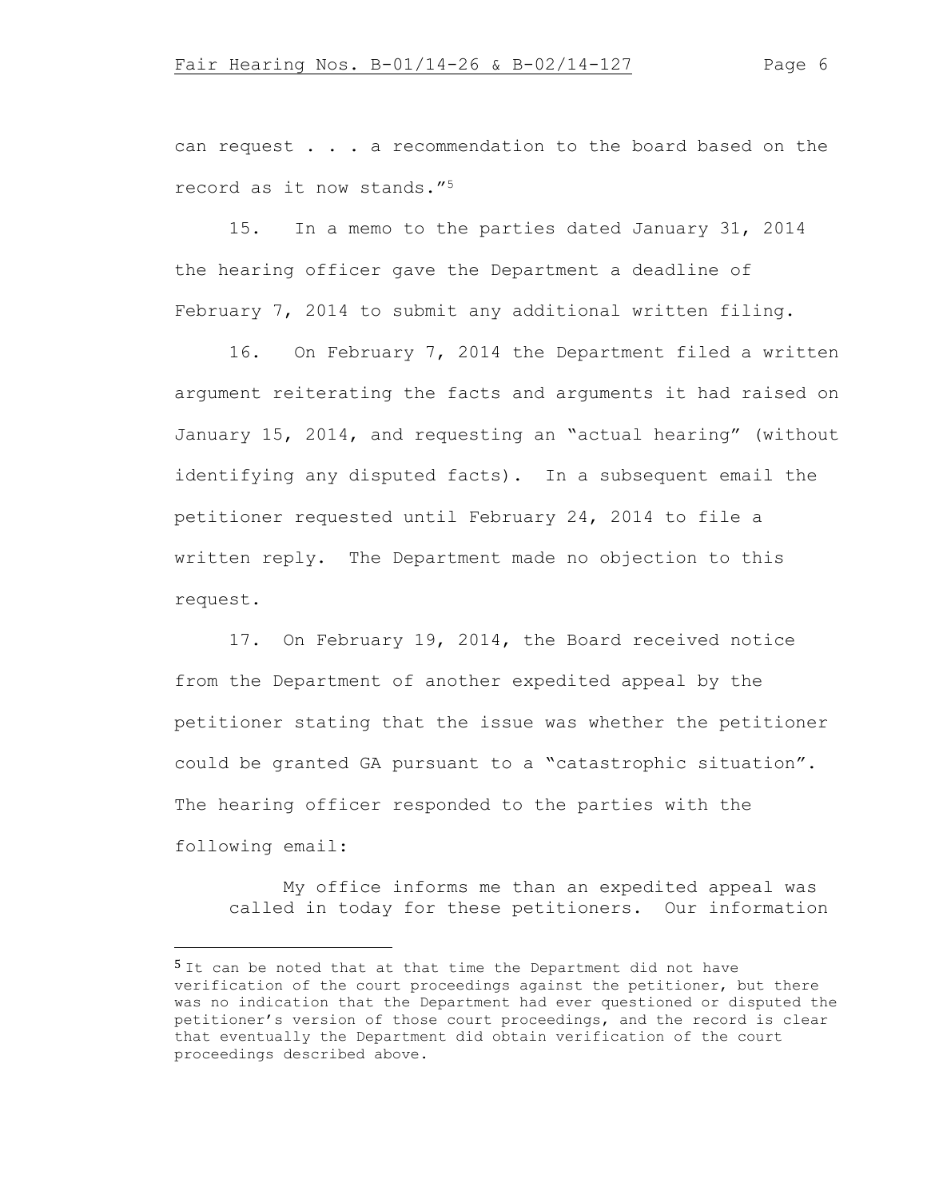can request . . . a recommendation to the board based on the record as it now stands."[5]

15. In a memo to the parties dated January 31, 2014 the hearing officer gave the Department a deadline of February 7, 2014 to submit any additional written filing.

16. On February 7, 2014 the Department filed a written argument reiterating the facts and arguments it had raised on January 15, 2014, and requesting an "actual hearing" (without identifying any disputed facts). In a subsequent email the petitioner requested until February 24, 2014 to file a written reply. The Department made no objection to this request.

17. On February 19, 2014, the Board received notice from the Department of another expedited appeal by the petitioner stating that the issue was whether the petitioner could be granted GA pursuant to a "catastrophic situation". The hearing officer responded to the parties with the following email:

> My office informs me than an expedited appeal was called in today for these petitioners. Our information

---

[5] It can be noted that at that time the Department did not have verification of the court proceedings against the petitioner, but there was no indication that the Department had ever questioned or disputed the petitioner's version of those court proceedings, and the record is clear that eventually the Department did obtain verification of the court proceedings described above.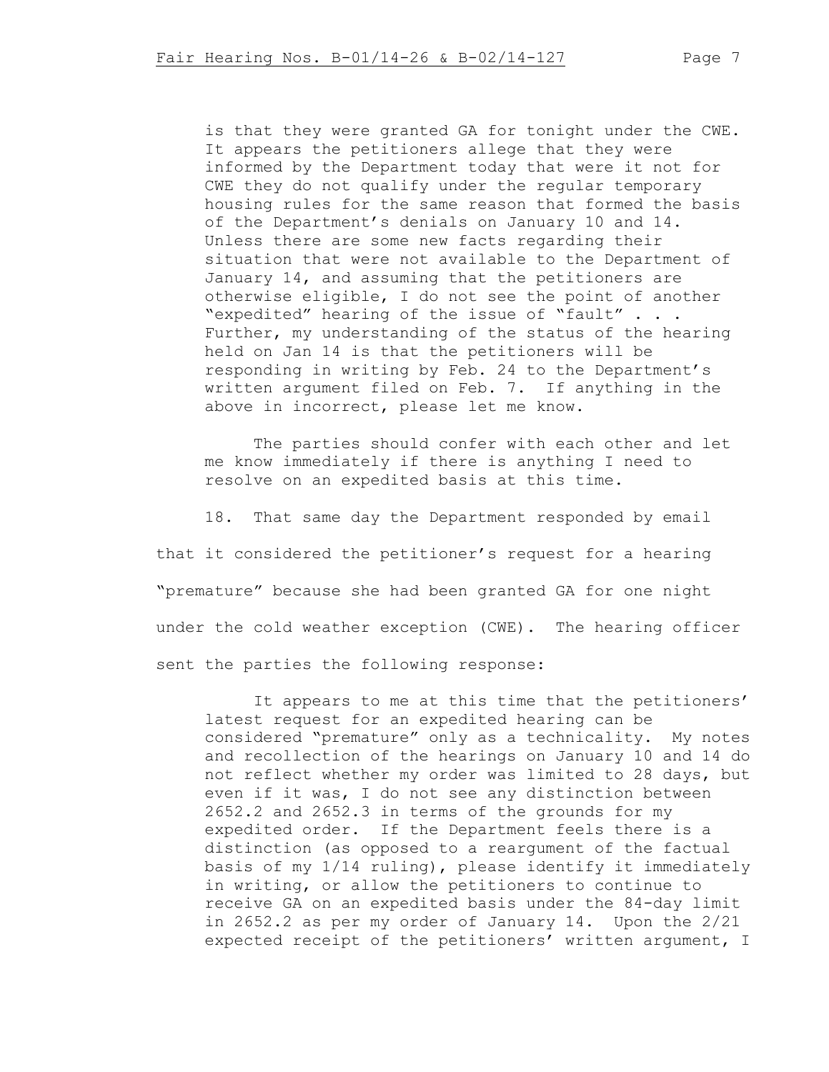> is that they were granted GA for tonight under the CWE. It appears the petitioners allege that they were informed by the Department today that were it not for CWE they do not qualify under the regular temporary housing rules for the same reason that formed the basis of the Department's denials on January 10 and 14. Unless there are some new facts regarding their situation that were not available to the Department of January 14, and assuming that the petitioners are otherwise eligible, I do not see the point of another "expedited" hearing of the issue of "fault" . . . Further, my understanding of the status of the hearing held on Jan 14 is that the petitioners will be responding in writing by Feb. 24 to the Department's written argument filed on Feb. 7. If anything in the above in incorrect, please let me know.
>
> The parties should confer with each other and let me know immediately if there is anything I need to resolve on an expedited basis at this time.

18. That same day the Department responded by email that it considered the petitioner's request for a hearing "premature" because she had been granted GA for one night under the cold weather exception (CWE). The hearing officer sent the parties the following response:

> It appears to me at this time that the petitioners' latest request for an expedited hearing can be considered "premature" only as a technicality. My notes and recollection of the hearings on January 10 and 14 do not reflect whether my order was limited to 28 days, but even if it was, I do not see any distinction between 2652.2 and 2652.3 in terms of the grounds for my expedited order. If the Department feels there is a distinction (as opposed to a reargument of the factual basis of my 1/14 ruling), please identify it immediately in writing, or allow the petitioners to continue to receive GA on an expedited basis under the 84-day limit in 2652.2 as per my order of January 14. Upon the 2/21 expected receipt of the petitioners' written argument, I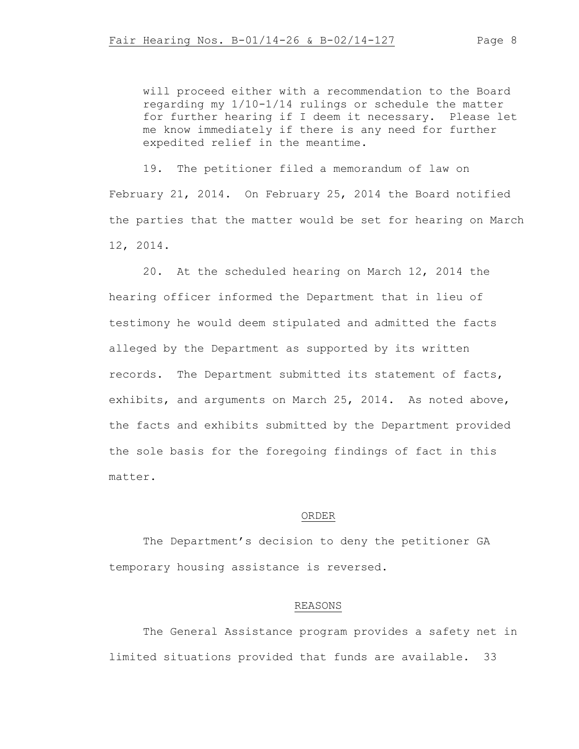will proceed either with a recommendation to the Board regarding my 1/10-1/14 rulings or schedule the matter for further hearing if I deem it necessary. Please let me know immediately if there is any need for further expedited relief in the meantime.

19. The petitioner filed a memorandum of law on February 21, 2014. On February 25, 2014 the Board notified the parties that the matter would be set for hearing on March 12, 2014.

20. At the scheduled hearing on March 12, 2014 the hearing officer informed the Department that in lieu of testimony he would deem stipulated and admitted the facts alleged by the Department as supported by its written records. The Department submitted its statement of facts, exhibits, and arguments on March 25, 2014. As noted above, the facts and exhibits submitted by the Department provided the sole basis for the foregoing findings of fact in this matter.

## ORDER

The Department's decision to deny the petitioner GA temporary housing assistance is reversed.

## REASONS

The General Assistance program provides a safety net in limited situations provided that funds are available. 33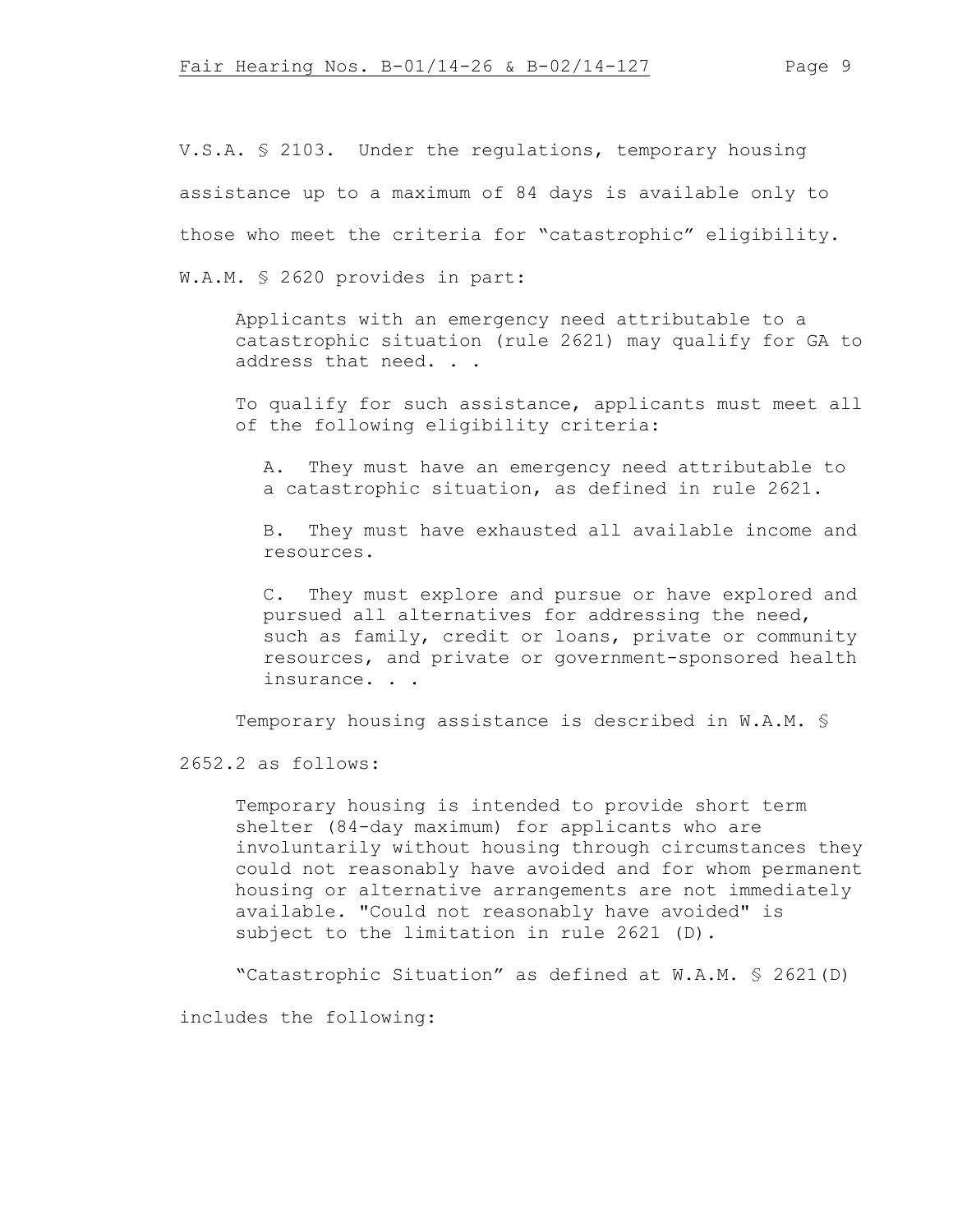V.S.A. § 2103. Under the regulations, temporary housing assistance up to a maximum of 84 days is available only to those who meet the criteria for "catastrophic" eligibility. W.A.M. § 2620 provides in part:

> Applicants with an emergency need attributable to a catastrophic situation (rule 2621) may qualify for GA to address that need. . .
>
> To qualify for such assistance, applicants must meet all of the following eligibility criteria:
>
> > A. They must have an emergency need attributable to a catastrophic situation, as defined in rule 2621.
> >
> > B. They must have exhausted all available income and resources.
> >
> > C. They must explore and pursue or have explored and pursued all alternatives for addressing the need, such as family, credit or loans, private or community resources, and private or government-sponsored health insurance. . .

Temporary housing assistance is described in W.A.M. § 2652.2 as follows:

> Temporary housing is intended to provide short term shelter (84-day maximum) for applicants who are involuntarily without housing through circumstances they could not reasonably have avoided and for whom permanent housing or alternative arrangements are not immediately available. "Could not reasonably have avoided" is subject to the limitation in rule 2621 (D).

"Catastrophic Situation" as defined at W.A.M. § 2621(D) includes the following: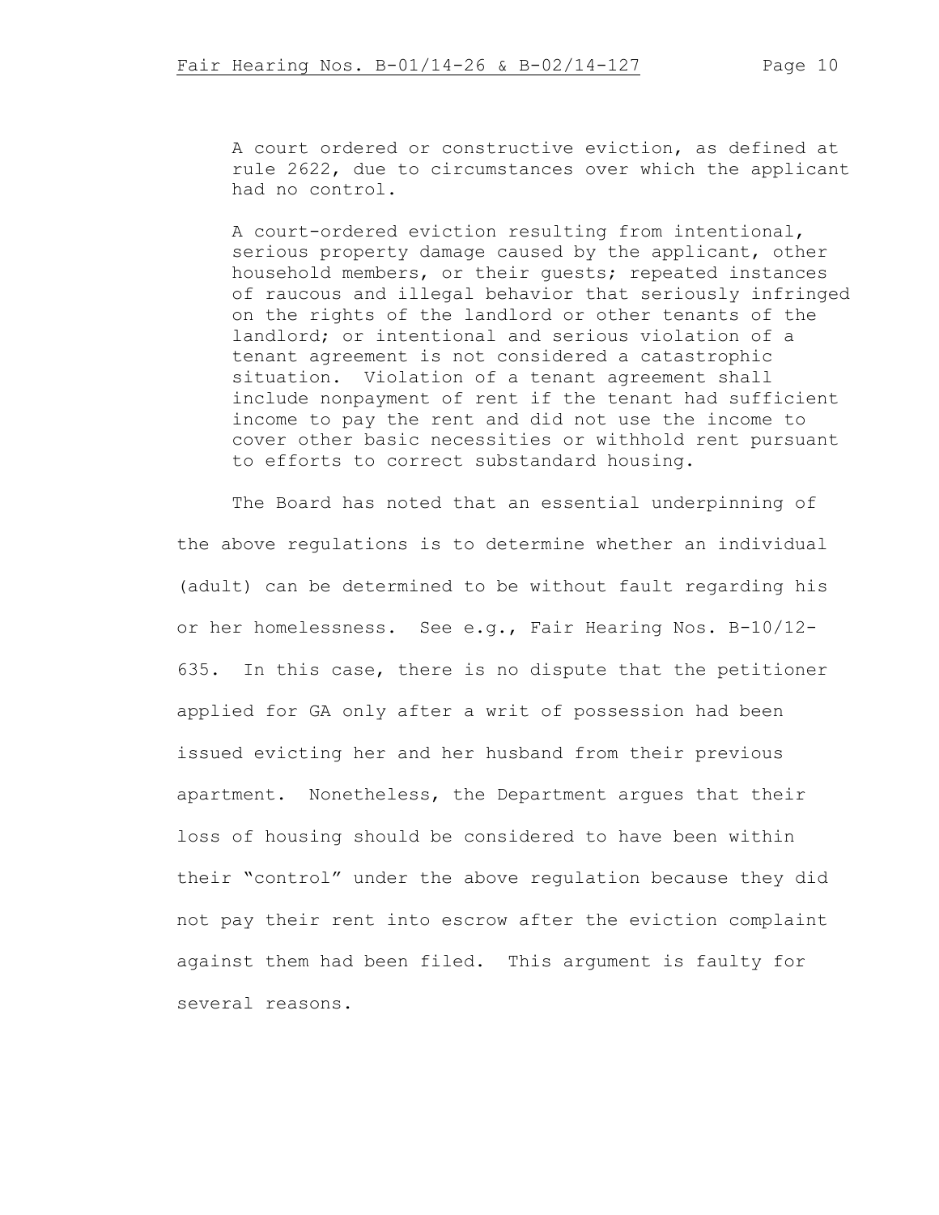> A court ordered or constructive eviction, as defined at rule 2622, due to circumstances over which the applicant had no control.
>
> A court-ordered eviction resulting from intentional, serious property damage caused by the applicant, other household members, or their guests; repeated instances of raucous and illegal behavior that seriously infringed on the rights of the landlord or other tenants of the landlord; or intentional and serious violation of a tenant agreement is not considered a catastrophic situation. Violation of a tenant agreement shall include nonpayment of rent if the tenant had sufficient income to pay the rent and did not use the income to cover other basic necessities or withhold rent pursuant to efforts to correct substandard housing.

The Board has noted that an essential underpinning of the above regulations is to determine whether an individual (adult) can be determined to be without fault regarding his or her homelessness. See e.g., Fair Hearing Nos. B-10/12-635. In this case, there is no dispute that the petitioner applied for GA only after a writ of possession had been issued evicting her and her husband from their previous apartment. Nonetheless, the Department argues that their loss of housing should be considered to have been within their "control" under the above regulation because they did not pay their rent into escrow after the eviction complaint against them had been filed. This argument is faulty for several reasons.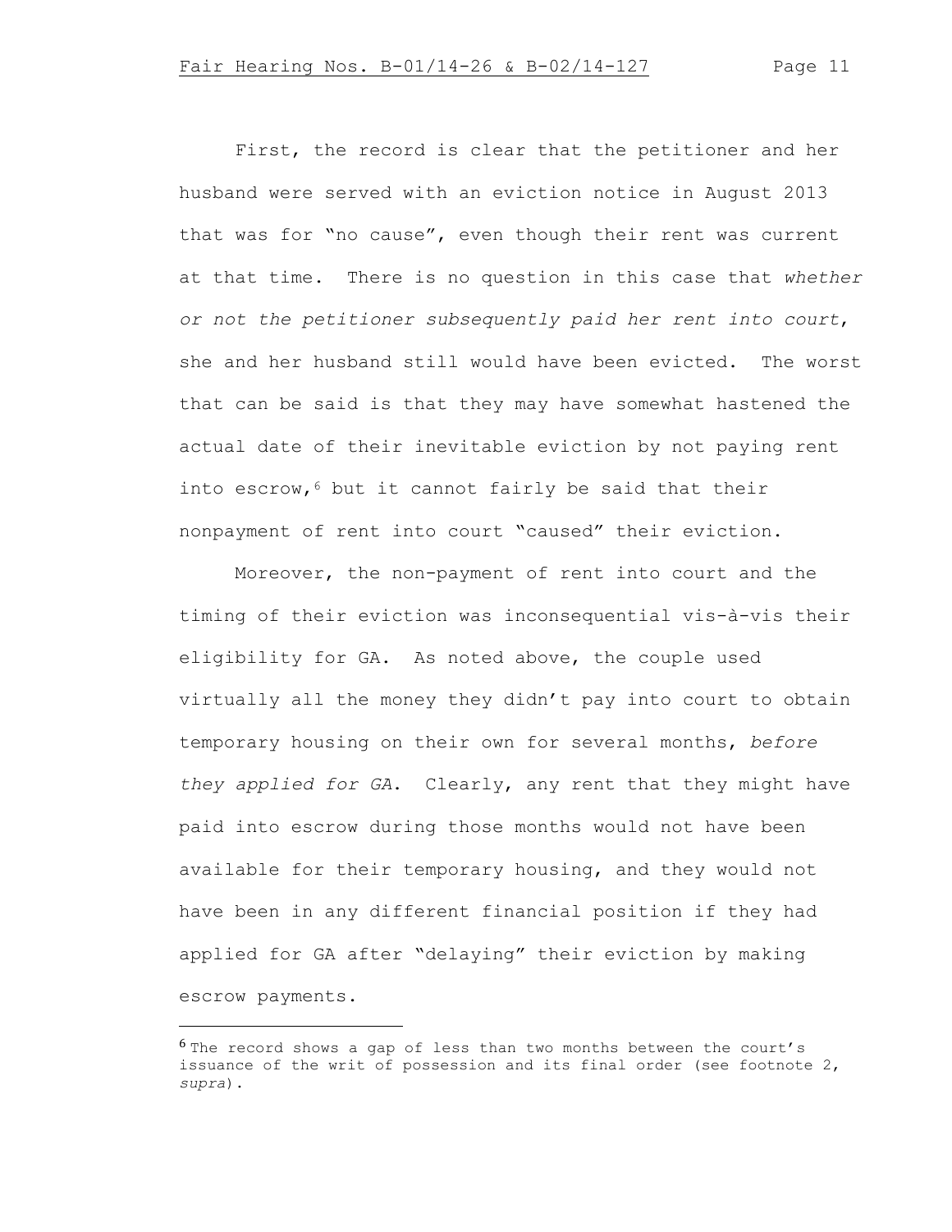First, the record is clear that the petitioner and her husband were served with an eviction notice in August 2013 that was for "no cause", even though their rent was current at that time. There is no question in this case that *whether or not the petitioner subsequently paid her rent into court*, she and her husband still would have been evicted. The worst that can be said is that they may have somewhat hastened the actual date of their inevitable eviction by not paying rent into escrow,[6] but it cannot fairly be said that their nonpayment of rent into court "caused" their eviction.

Moreover, the non-payment of rent into court and the timing of their eviction was inconsequential vis-à-vis their eligibility for GA. As noted above, the couple used virtually all the money they didn't pay into court to obtain temporary housing on their own for several months, *before they applied for GA*. Clearly, any rent that they might have paid into escrow during those months would not have been available for their temporary housing, and they would not have been in any different financial position if they had applied for GA after "delaying" their eviction by making escrow payments.

---

[6] The record shows a gap of less than two months between the court's issuance of the writ of possession and its final order (see footnote 2, *supra*).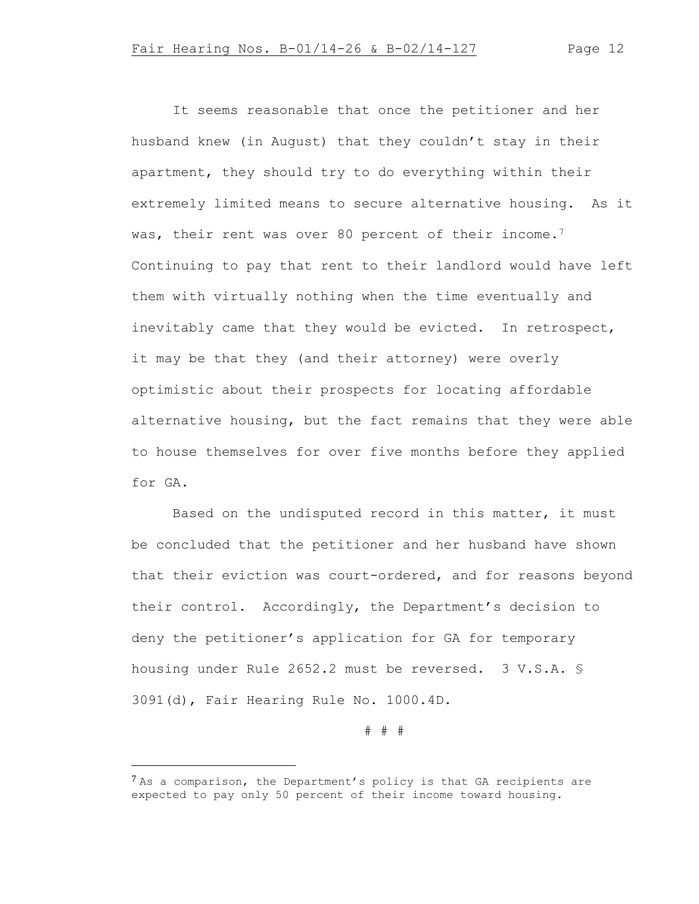It seems reasonable that once the petitioner and her husband knew (in August) that they couldn't stay in their apartment, they should try to do everything within their extremely limited means to secure alternative housing. As it was, their rent was over 80 percent of their income.[7] Continuing to pay that rent to their landlord would have left them with virtually nothing when the time eventually and inevitably came that they would be evicted. In retrospect, it may be that they (and their attorney) were overly optimistic about their prospects for locating affordable alternative housing, but the fact remains that they were able to house themselves for over five months before they applied for GA.

Based on the undisputed record in this matter, it must be concluded that the petitioner and her husband have shown that their eviction was court-ordered, and for reasons beyond their control. Accordingly, the Department's decision to deny the petitioner's application for GA for temporary housing under Rule 2652.2 must be reversed. 3 V.S.A. § 3091(d), Fair Hearing Rule No. 1000.4D.

# # #

---

[7] As a comparison, the Department's policy is that GA recipients are expected to pay only 50 percent of their income toward housing.